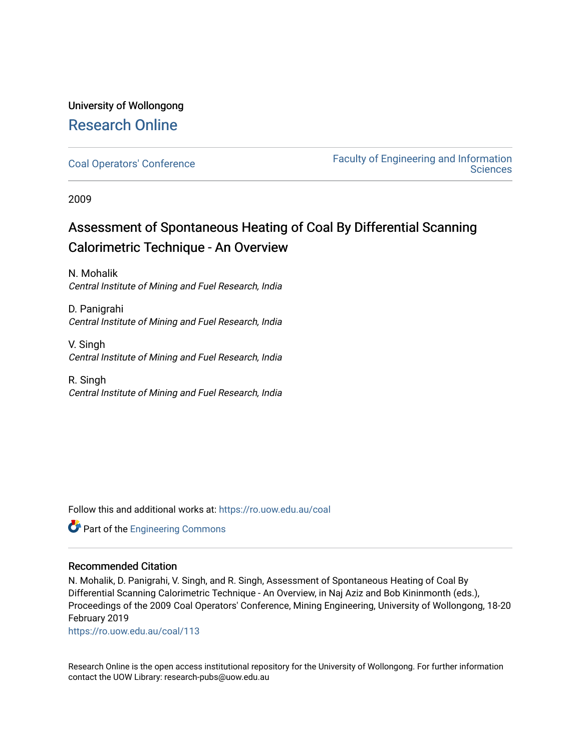University of Wollongong

## Research Online

Coal Operators' Conference

Faculty of Engineering and Information Sciences

2009

# Assessment of Spontaneous Heating of Coal By Differential Scanning Calorimetric Technique - An Overview

N. Mohalik
*Central Institute of Mining and Fuel Research, India*

D. Panigrahi
*Central Institute of Mining and Fuel Research, India*

V. Singh
*Central Institute of Mining and Fuel Research, India*

R. Singh
*Central Institute of Mining and Fuel Research, India*

Follow this and additional works at: https://ro.uow.edu.au/coal

Part of the Engineering Commons

### Recommended Citation

N. Mohalik, D. Panigrahi, V. Singh, and R. Singh, Assessment of Spontaneous Heating of Coal By Differential Scanning Calorimetric Technique - An Overview, in Naj Aziz and Bob Kininmonth (eds.), Proceedings of the 2009 Coal Operators' Conference, Mining Engineering, University of Wollongong, 18-20 February 2019
https://ro.uow.edu.au/coal/113

Research Online is the open access institutional repository for the University of Wollongong. For further information contact the UOW Library: research-pubs@uow.edu.au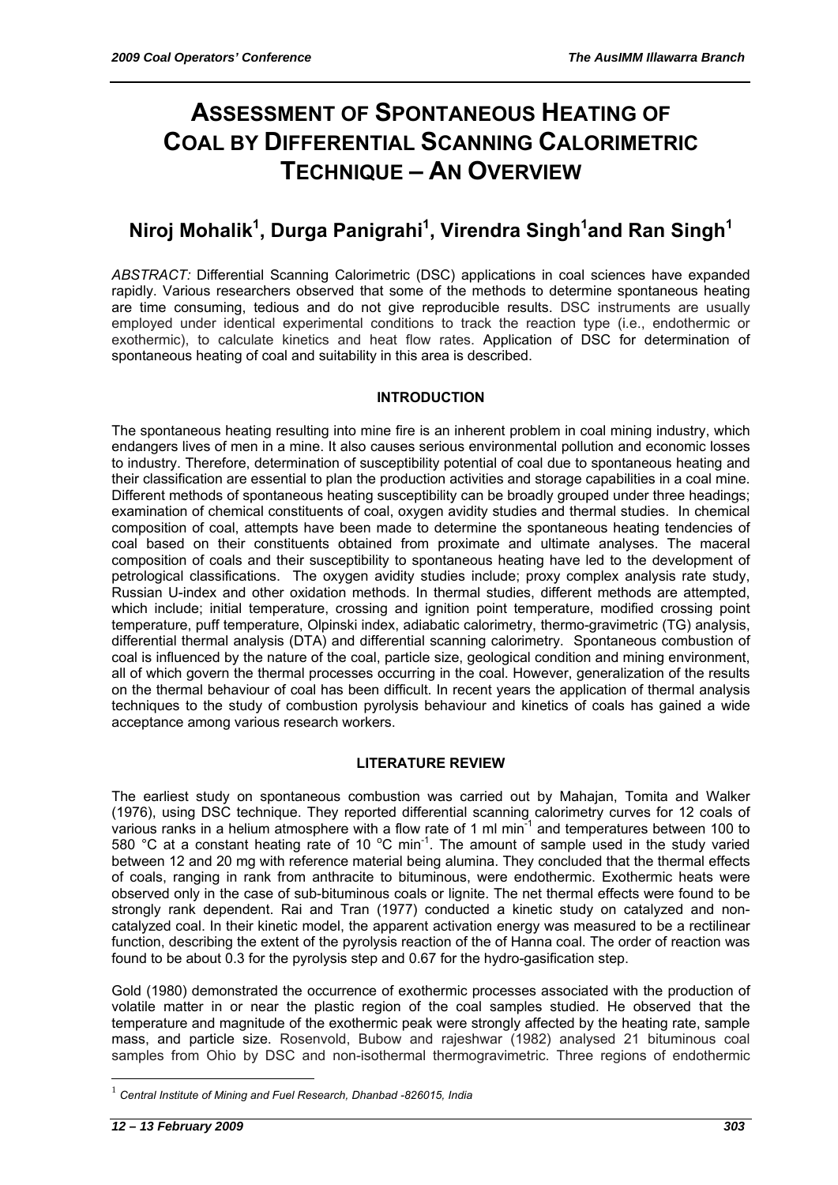# ASSESSMENT OF SPONTANEOUS HEATING OF COAL BY DIFFERENTIAL SCANNING CALORIMETRIC TECHNIQUE – AN OVERVIEW

## Niroj Mohalik[1], Durga Panigrahi[1], Virendra Singh[1] and Ran Singh[1]

*ABSTRACT:* Differential Scanning Calorimetric (DSC) applications in coal sciences have expanded rapidly. Various researchers observed that some of the methods to determine spontaneous heating are time consuming, tedious and do not give reproducible results. DSC instruments are usually employed under identical experimental conditions to track the reaction type (i.e., endothermic or exothermic), to calculate kinetics and heat flow rates. Application of DSC for determination of spontaneous heating of coal and suitability in this area is described.

### INTRODUCTION

The spontaneous heating resulting into mine fire is an inherent problem in coal mining industry, which endangers lives of men in a mine. It also causes serious environmental pollution and economic losses to industry. Therefore, determination of susceptibility potential of coal due to spontaneous heating and their classification are essential to plan the production activities and storage capabilities in a coal mine. Different methods of spontaneous heating susceptibility can be broadly grouped under three headings; examination of chemical constituents of coal, oxygen avidity studies and thermal studies. In chemical composition of coal, attempts have been made to determine the spontaneous heating tendencies of coal based on their constituents obtained from proximate and ultimate analyses. The maceral composition of coals and their susceptibility to spontaneous heating have led to the development of petrological classifications. The oxygen avidity studies include; proxy complex analysis rate study, Russian U-index and other oxidation methods. In thermal studies, different methods are attempted, which include; initial temperature, crossing and ignition point temperature, modified crossing point temperature, puff temperature, Olpinski index, adiabatic calorimetry, thermo-gravimetric (TG) analysis, differential thermal analysis (DTA) and differential scanning calorimetry. Spontaneous combustion of coal is influenced by the nature of the coal, particle size, geological condition and mining environment, all of which govern the thermal processes occurring in the coal. However, generalization of the results on the thermal behaviour of coal has been difficult. In recent years the application of thermal analysis techniques to the study of combustion pyrolysis behaviour and kinetics of coals has gained a wide acceptance among various research workers.

### LITERATURE REVIEW

The earliest study on spontaneous combustion was carried out by Mahajan, Tomita and Walker (1976), using DSC technique. They reported differential scanning calorimetry curves for 12 coals of various ranks in a helium atmosphere with a flow rate of 1 ml min$^{-1}$ and temperatures between 100 to 580 °C at a constant heating rate of 10 °C min$^{-1}$. The amount of sample used in the study varied between 12 and 20 mg with reference material being alumina. They concluded that the thermal effects of coals, ranging in rank from anthracite to bituminous, were endothermic. Exothermic heats were observed only in the case of sub-bituminous coals or lignite. The net thermal effects were found to be strongly rank dependent. Rai and Tran (1977) conducted a kinetic study on catalyzed and non-catalyzed coal. In their kinetic model, the apparent activation energy was measured to be a rectilinear function, describing the extent of the pyrolysis reaction of the of Hanna coal. The order of reaction was found to be about 0.3 for the pyrolysis step and 0.67 for the hydro-gasification step.

Gold (1980) demonstrated the occurrence of exothermic processes associated with the production of volatile matter in or near the plastic region of the coal samples studied. He observed that the temperature and magnitude of the exothermic peak were strongly affected by the heating rate, sample mass, and particle size. Rosenvold, Bubow and rajeshwar (1982) analysed 21 bituminous coal samples from Ohio by DSC and non-isothermal thermogravimetric. Three regions of endothermic

[1] *Central Institute of Mining and Fuel Research, Dhanbad -826015, India*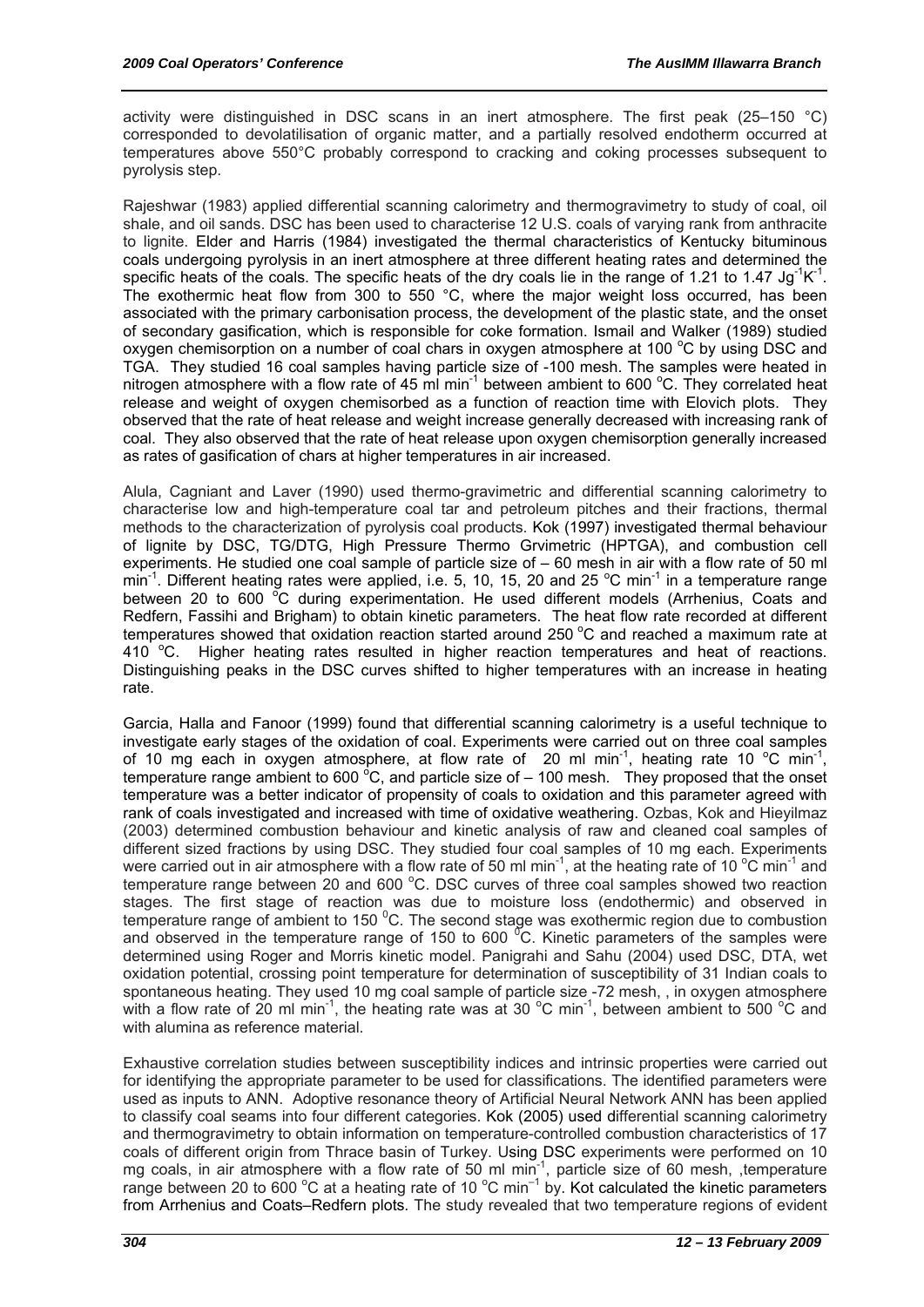activity were distinguished in DSC scans in an inert atmosphere. The first peak (25–150 °C) corresponded to devolatilisation of organic matter, and a partially resolved endotherm occurred at temperatures above 550°C probably correspond to cracking and coking processes subsequent to pyrolysis step.

Rajeshwar (1983) applied differential scanning calorimetry and thermogravimetry to study of coal, oil shale, and oil sands. DSC has been used to characterise 12 U.S. coals of varying rank from anthracite to lignite. Elder and Harris (1984) investigated the thermal characteristics of Kentucky bituminous coals undergoing pyrolysis in an inert atmosphere at three different heating rates and determined the specific heats of the coals. The specific heats of the dry coals lie in the range of 1.21 to 1.47 $Jg^{-1}K^{-1}$. The exothermic heat flow from 300 to 550 °C, where the major weight loss occurred, has been associated with the primary carbonisation process, the development of the plastic state, and the onset of secondary gasification, which is responsible for coke formation. Ismail and Walker (1989) studied oxygen chemisorption on a number of coal chars in oxygen atmosphere at 100 °C by using DSC and TGA. They studied 16 coal samples having particle size of -100 mesh. The samples were heated in nitrogen atmosphere with a flow rate of 45 ml $min^{-1}$ between ambient to 600 °C. They correlated heat release and weight of oxygen chemisorbed as a function of reaction time with Elovich plots. They observed that the rate of heat release and weight increase generally decreased with increasing rank of coal. They also observed that the rate of heat release upon oxygen chemisorption generally increased as rates of gasification of chars at higher temperatures in air increased.

Alula, Cagniant and Laver (1990) used thermo-gravimetric and differential scanning calorimetry to characterise low and high-temperature coal tar and petroleum pitches and their fractions, thermal methods to the characterization of pyrolysis coal products. Kok (1997) investigated thermal behaviour of lignite by DSC, TG/DTG, High Pressure Thermo Grvimetric (HPTGA), and combustion cell experiments. He studied one coal sample of particle size of – 60 mesh in air with a flow rate of 50 ml $min^{-1}$. Different heating rates were applied, i.e. 5, 10, 15, 20 and 25 °C $min^{-1}$ in a temperature range between 20 to 600 °C during experimentation. He used different models (Arrhenius, Coats and Redfern, Fassihi and Brigham) to obtain kinetic parameters. The heat flow rate recorded at different temperatures showed that oxidation reaction started around 250 °C and reached a maximum rate at 410 °C. Higher heating rates resulted in higher reaction temperatures and heat of reactions. Distinguishing peaks in the DSC curves shifted to higher temperatures with an increase in heating rate.

Garcia, Halla and Fanoor (1999) found that differential scanning calorimetry is a useful technique to investigate early stages of the oxidation of coal. Experiments were carried out on three coal samples of 10 mg each in oxygen atmosphere, at flow rate of 20 ml $min^{-1}$, heating rate 10 °C $min^{-1}$, temperature range ambient to 600 °C, and particle size of – 100 mesh. They proposed that the onset temperature was a better indicator of propensity of coals to oxidation and this parameter agreed with rank of coals investigated and increased with time of oxidative weathering. Ozbas, Kok and Hieyilmaz (2003) determined combustion behaviour and kinetic analysis of raw and cleaned coal samples of different sized fractions by using DSC. They studied four coal samples of 10 mg each. Experiments were carried out in air atmosphere with a flow rate of 50 ml $min^{-1}$, at the heating rate of 10 °C $min^{-1}$ and temperature range between 20 and 600 °C. DSC curves of three coal samples showed two reaction stages. The first stage of reaction was due to moisture loss (endothermic) and observed in temperature range of ambient to 150 °C. The second stage was exothermic region due to combustion and observed in the temperature range of 150 to 600 °C. Kinetic parameters of the samples were determined using Roger and Morris kinetic model. Panigrahi and Sahu (2004) used DSC, DTA, wet oxidation potential, crossing point temperature for determination of susceptibility of 31 Indian coals to spontaneous heating. They used 10 mg coal sample of particle size -72 mesh, , in oxygen atmosphere with a flow rate of 20 ml $min^{-1}$, the heating rate was at 30 °C $min^{-1}$, between ambient to 500 °C and with alumina as reference material.

Exhaustive correlation studies between susceptibility indices and intrinsic properties were carried out for identifying the appropriate parameter to be used for classifications. The identified parameters were used as inputs to ANN. Adoptive resonance theory of Artificial Neural Network ANN has been applied to classify coal seams into four different categories. Kok (2005) used differential scanning calorimetry and thermogravimetry to obtain information on temperature-controlled combustion characteristics of 17 coals of different origin from Thrace basin of Turkey. Using DSC experiments were performed on 10 mg coals, in air atmosphere with a flow rate of 50 ml $min^{-1}$, particle size of 60 mesh, ,temperature range between 20 to 600 °C at a heating rate of 10 °C $min^{-1}$ by. Kot calculated the kinetic parameters from Arrhenius and Coats–Redfern plots. The study revealed that two temperature regions of evident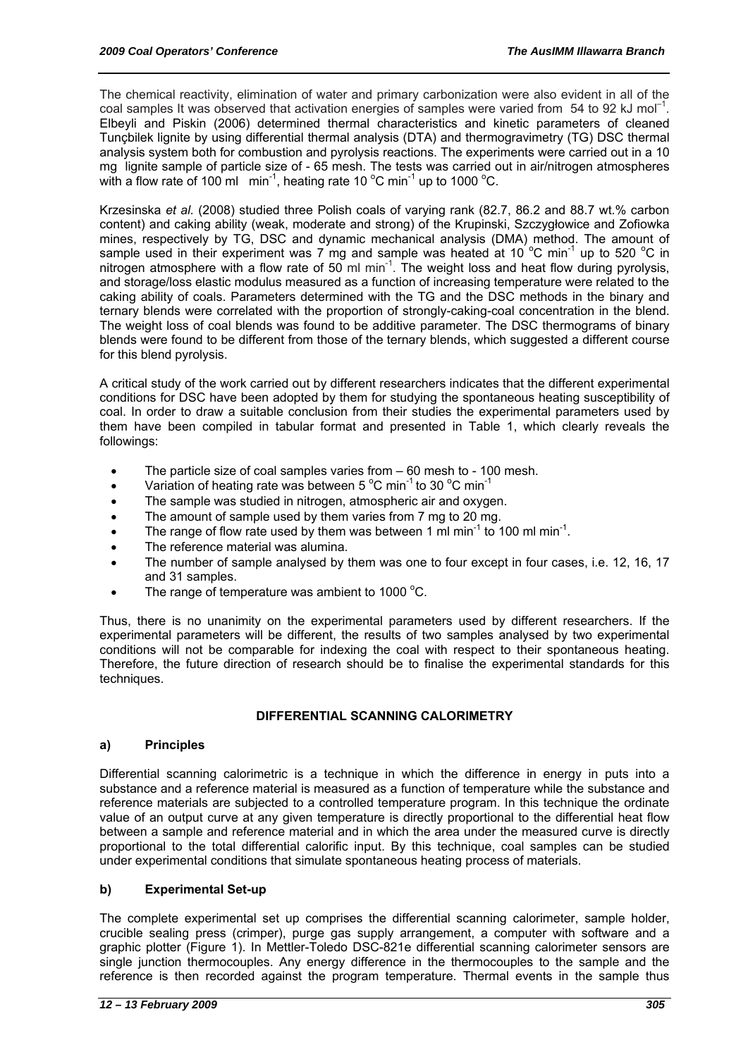The chemical reactivity, elimination of water and primary carbonization were also evident in all of the coal samples It was observed that activation energies of samples were varied from 54 to 92 kJ mol$^{-1}$. Elbeyli and Piskin (2006) determined thermal characteristics and kinetic parameters of cleaned Tunçbilek lignite by using differential thermal analysis (DTA) and thermogravimetry (TG) DSC thermal analysis system both for combustion and pyrolysis reactions. The experiments were carried out in a 10 mg lignite sample of particle size of - 65 mesh. The tests was carried out in air/nitrogen atmospheres with a flow rate of 100 ml min$^{-1}$, heating rate 10 $^{o}$C min$^{-1}$ up to 1000 $^{o}$C.

Krzesinska *et al.* (2008) studied three Polish coals of varying rank (82.7, 86.2 and 88.7 wt.% carbon content) and caking ability (weak, moderate and strong) of the Krupinski, Szczygłowice and Zofiowka mines, respectively by TG, DSC and dynamic mechanical analysis (DMA) method. The amount of sample used in their experiment was 7 mg and sample was heated at 10 $^{o}$C min$^{-1}$ up to 520 $^{o}$C in nitrogen atmosphere with a flow rate of 50 ml min$^{-1}$. The weight loss and heat flow during pyrolysis, and storage/loss elastic modulus measured as a function of increasing temperature were related to the caking ability of coals. Parameters determined with the TG and the DSC methods in the binary and ternary blends were correlated with the proportion of strongly-caking-coal concentration in the blend. The weight loss of coal blends was found to be additive parameter. The DSC thermograms of binary blends were found to be different from those of the ternary blends, which suggested a different course for this blend pyrolysis.

A critical study of the work carried out by different researchers indicates that the different experimental conditions for DSC have been adopted by them for studying the spontaneous heating susceptibility of coal. In order to draw a suitable conclusion from their studies the experimental parameters used by them have been compiled in tabular format and presented in Table 1, which clearly reveals the followings:

- The particle size of coal samples varies from – 60 mesh to - 100 mesh.
- Variation of heating rate was between 5 $^{o}$C min$^{-1}$ to 30 $^{o}$C min$^{-1}$
- The sample was studied in nitrogen, atmospheric air and oxygen.
- The amount of sample used by them varies from 7 mg to 20 mg.
- The range of flow rate used by them was between 1 ml min$^{-1}$ to 100 ml min$^{-1}$.
- The reference material was alumina.
- The number of sample analysed by them was one to four except in four cases, i.e. 12, 16, 17 and 31 samples.
- The range of temperature was ambient to 1000 $^{o}$C.

Thus, there is no unanimity on the experimental parameters used by different researchers. If the experimental parameters will be different, the results of two samples analysed by two experimental conditions will not be comparable for indexing the coal with respect to their spontaneous heating. Therefore, the future direction of research should be to finalise the experimental standards for this techniques.

## DIFFERENTIAL SCANNING CALORIMETRY

### a) Principles

Differential scanning calorimetric is a technique in which the difference in energy in puts into a substance and a reference material is measured as a function of temperature while the substance and reference materials are subjected to a controlled temperature program. In this technique the ordinate value of an output curve at any given temperature is directly proportional to the differential heat flow between a sample and reference material and in which the area under the measured curve is directly proportional to the total differential calorific input. By this technique, coal samples can be studied under experimental conditions that simulate spontaneous heating process of materials.

### b) Experimental Set-up

The complete experimental set up comprises the differential scanning calorimeter, sample holder, crucible sealing press (crimper), purge gas supply arrangement, a computer with software and a graphic plotter (Figure 1). In Mettler-Toledo DSC-821e differential scanning calorimeter sensors are single junction thermocouples. Any energy difference in the thermocouples to the sample and the reference is then recorded against the program temperature. Thermal events in the sample thus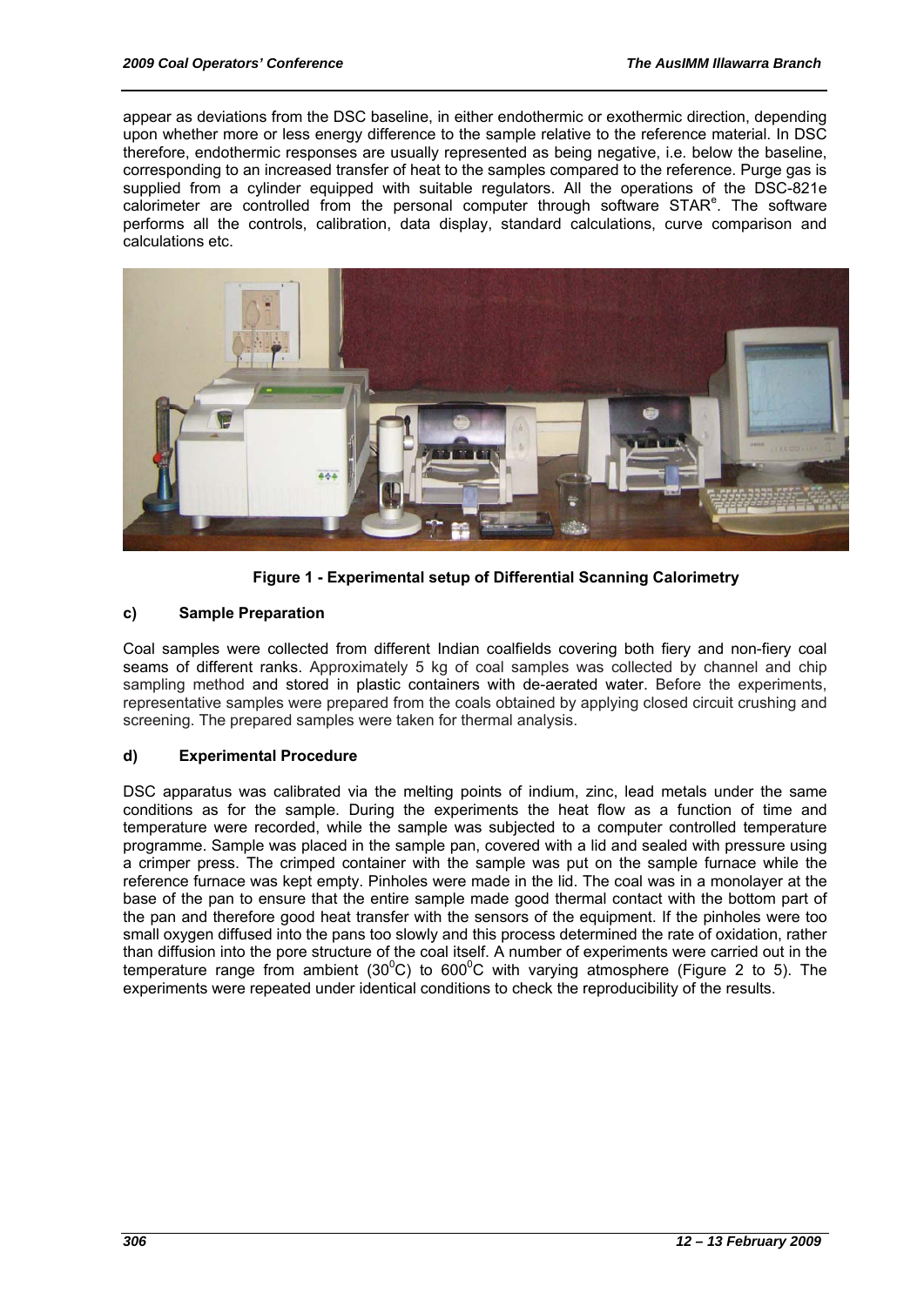appear as deviations from the DSC baseline, in either endothermic or exothermic direction, depending upon whether more or less energy difference to the sample relative to the reference material. In DSC therefore, endothermic responses are usually represented as being negative, i.e. below the baseline, corresponding to an increased transfer of heat to the samples compared to the reference. Purge gas is supplied from a cylinder equipped with suitable regulators. All the operations of the DSC-821e calorimeter are controlled from the personal computer through software STAR$^e$. The software performs all the controls, calibration, data display, standard calculations, curve comparison and calculations etc.

**Figure 1 - Experimental setup of Differential Scanning Calorimetry**

### c) Sample Preparation

Coal samples were collected from different Indian coalfields covering both fiery and non-fiery coal seams of different ranks. Approximately 5 kg of coal samples was collected by channel and chip sampling method and stored in plastic containers with de-aerated water. Before the experiments, representative samples were prepared from the coals obtained by applying closed circuit crushing and screening. The prepared samples were taken for thermal analysis.

### d) Experimental Procedure

DSC apparatus was calibrated via the melting points of indium, zinc, lead metals under the same conditions as for the sample. During the experiments the heat flow as a function of time and temperature were recorded, while the sample was subjected to a computer controlled temperature programme. Sample was placed in the sample pan, covered with a lid and sealed with pressure using a crimper press. The crimped container with the sample was put on the sample furnace while the reference furnace was kept empty. Pinholes were made in the lid. The coal was in a monolayer at the base of the pan to ensure that the entire sample made good thermal contact with the bottom part of the pan and therefore good heat transfer with the sensors of the equipment. If the pinholes were too small oxygen diffused into the pans too slowly and this process determined the rate of oxidation, rather than diffusion into the pore structure of the coal itself. A number of experiments were carried out in the temperature range from ambient ($30^0$C) to $600^0$C with varying atmosphere (Figure 2 to 5). The experiments were repeated under identical conditions to check the reproducibility of the results.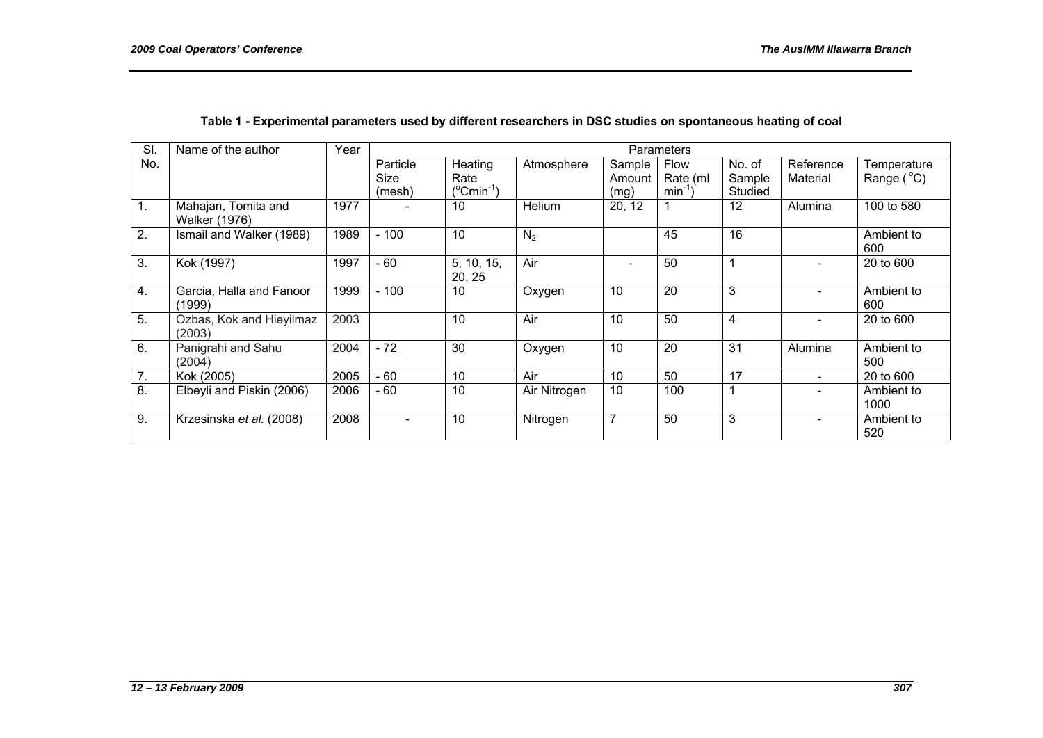**Table 1 - Experimental parameters used by different researchers in DSC studies on spontaneous heating of coal**

| Sl. No. | Name of the author | Year | Parameters | | | | | | | |
|---|---|---|---|---|---|---|---|---|---|---|
| | | | Particle Size (mesh) | Heating Rate ($^{o}Cmin^{-1}$) | Atmosphere | Sample Amount (mg) | Flow Rate (ml $min^{-1}$) | No. of Sample Studied | Reference Material | Temperature Range ($^{o}C$) |
| 1. | Mahajan, Tomita and Walker (1976) | 1977 | - | 10 | Helium | 20, 12 | 1 | 12 | Alumina | 100 to 580 |
| 2. | Ismail and Walker (1989) | 1989 | - 100 | 10 | $N_2$ | | 45 | 16 | | Ambient to 600 |
| 3. | Kok (1997) | 1997 | - 60 | 5, 10, 15, 20, 25 | Air | - | 50 | 1 | - | 20 to 600 |
| 4. | Garcia, Halla and Fanoor (1999) | 1999 | - 100 | 10 | Oxygen | 10 | 20 | 3 | - | Ambient to 600 |
| 5. | Ozbas, Kok and Hieyilmaz (2003) | 2003 | | 10 | Air | 10 | 50 | 4 | - | 20 to 600 |
| 6. | Panigrahi and Sahu (2004) | 2004 | - 72 | 30 | Oxygen | 10 | 20 | 31 | Alumina | Ambient to 500 |
| 7. | Kok (2005) | 2005 | - 60 | 10 | Air | 10 | 50 | 17 | - | 20 to 600 |
| 8. | Elbeyli and Piskin (2006) | 2006 | - 60 | 10 | Air Nitrogen | 10 | 100 | 1 | - | Ambient to 1000 |
| 9. | Krzesinska *et al.* (2008) | 2008 | - | 10 | Nitrogen | 7 | 50 | 3 | - | Ambient to 520 |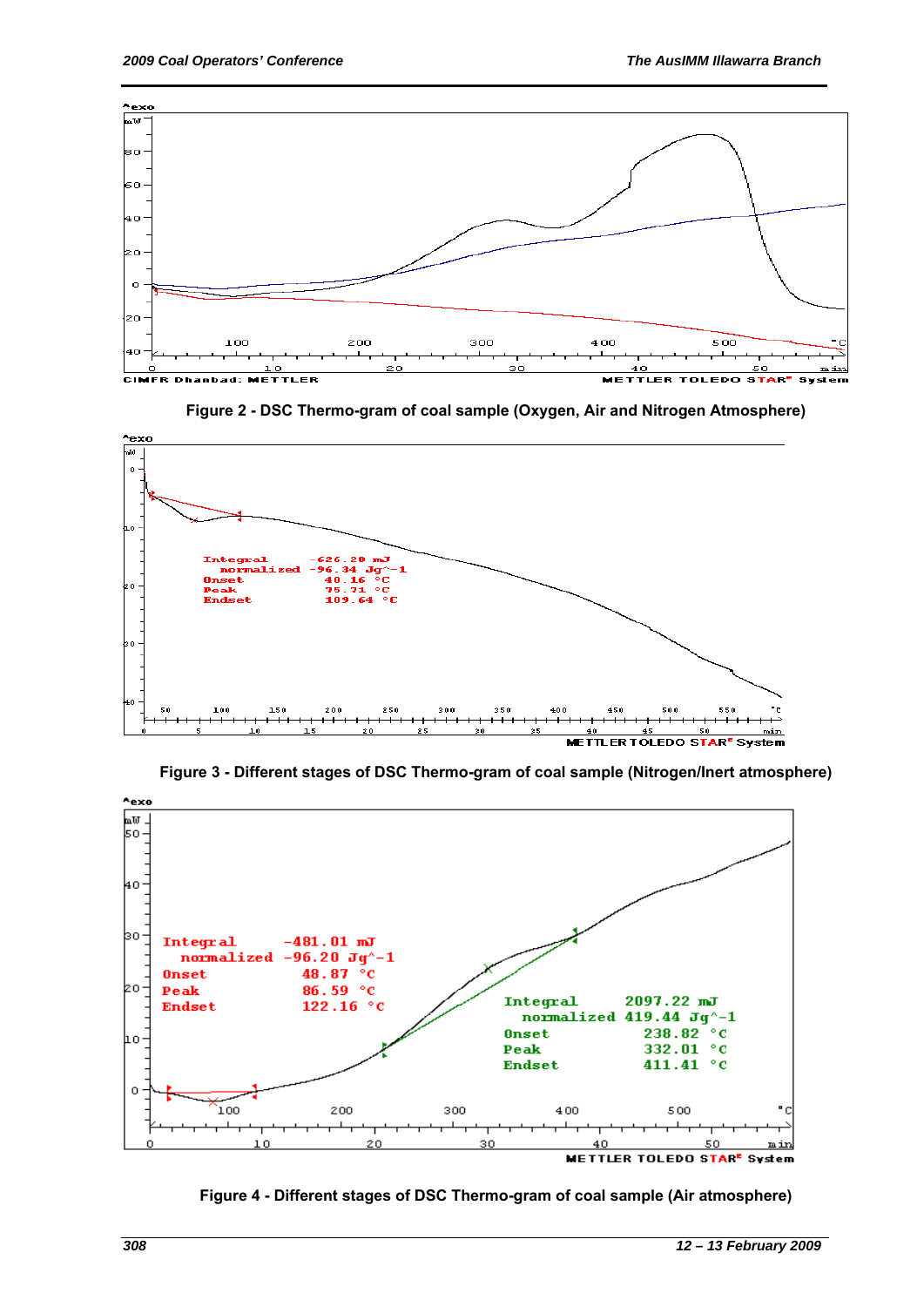Figure 2 - DSC Thermo-gram of coal sample (Oxygen, Air and Nitrogen Atmosphere)

Figure 3 - Different stages of DSC Thermo-gram of coal sample (Nitrogen/Inert atmosphere)

Figure 4 - Different stages of DSC Thermo-gram of coal sample (Air atmosphere)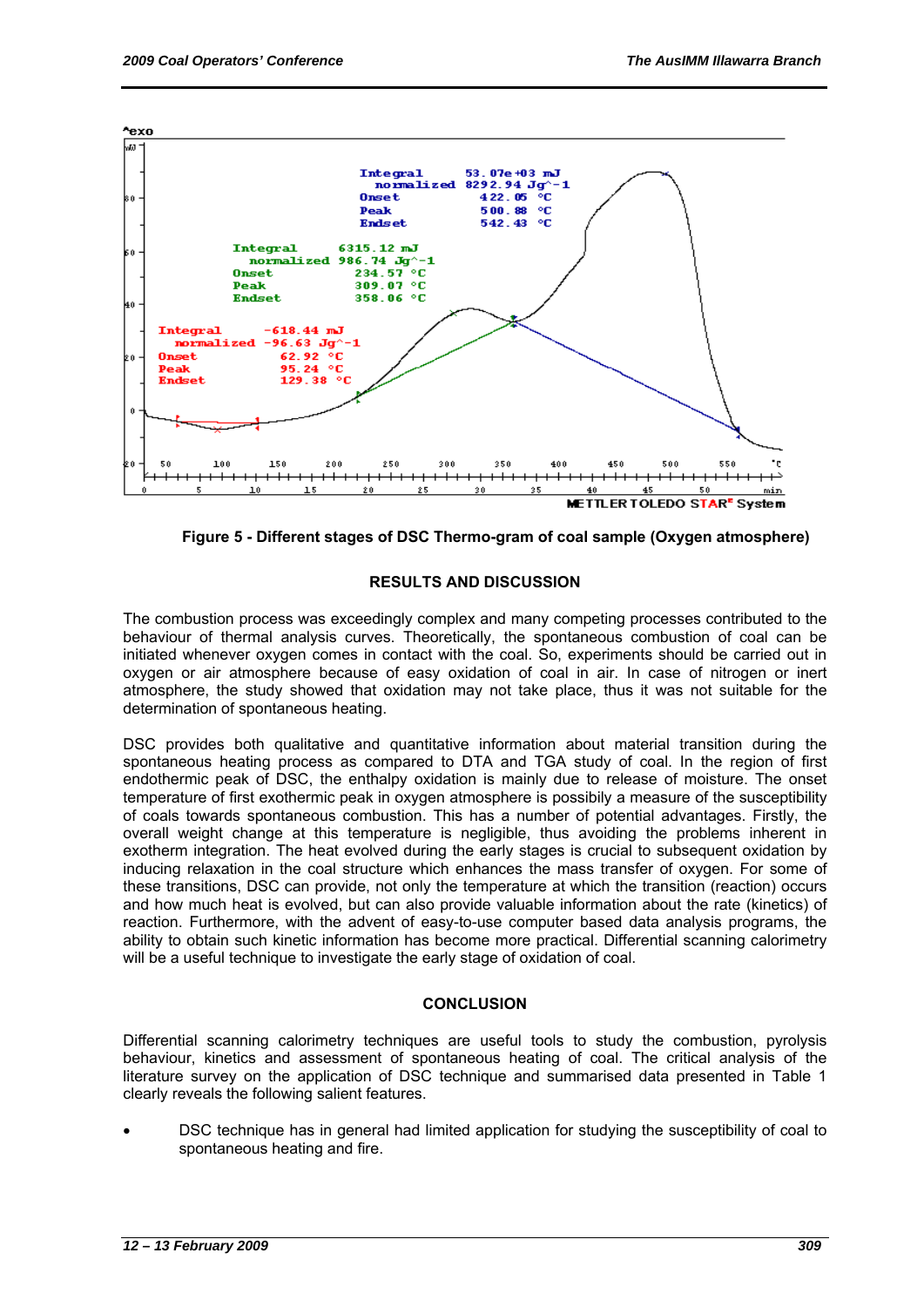Figure 5 - Different stages of DSC Thermo-gram of coal sample (Oxygen atmosphere)

## RESULTS AND DISCUSSION

The combustion process was exceedingly complex and many competing processes contributed to the behaviour of thermal analysis curves. Theoretically, the spontaneous combustion of coal can be initiated whenever oxygen comes in contact with the coal. So, experiments should be carried out in oxygen or air atmosphere because of easy oxidation of coal in air. In case of nitrogen or inert atmosphere, the study showed that oxidation may not take place, thus it was not suitable for the determination of spontaneous heating.

DSC provides both qualitative and quantitative information about material transition during the spontaneous heating process as compared to DTA and TGA study of coal. In the region of first endothermic peak of DSC, the enthalpy oxidation is mainly due to release of moisture. The onset temperature of first exothermic peak in oxygen atmosphere is possibly a measure of the susceptibility of coals towards spontaneous combustion. This has a number of potential advantages. Firstly, the overall weight change at this temperature is negligible, thus avoiding the problems inherent in exotherm integration. The heat evolved during the early stages is crucial to subsequent oxidation by inducing relaxation in the coal structure which enhances the mass transfer of oxygen. For some of these transitions, DSC can provide, not only the temperature at which the transition (reaction) occurs and how much heat is evolved, but can also provide valuable information about the rate (kinetics) of reaction. Furthermore, with the advent of easy-to-use computer based data analysis programs, the ability to obtain such kinetic information has become more practical. Differential scanning calorimetry will be a useful technique to investigate the early stage of oxidation of coal.

## CONCLUSION

Differential scanning calorimetry techniques are useful tools to study the combustion, pyrolysis behaviour, kinetics and assessment of spontaneous heating of coal. The critical analysis of the literature survey on the application of DSC technique and summarised data presented in Table 1 clearly reveals the following salient features.

- DSC technique has in general had limited application for studying the susceptibility of coal to spontaneous heating and fire.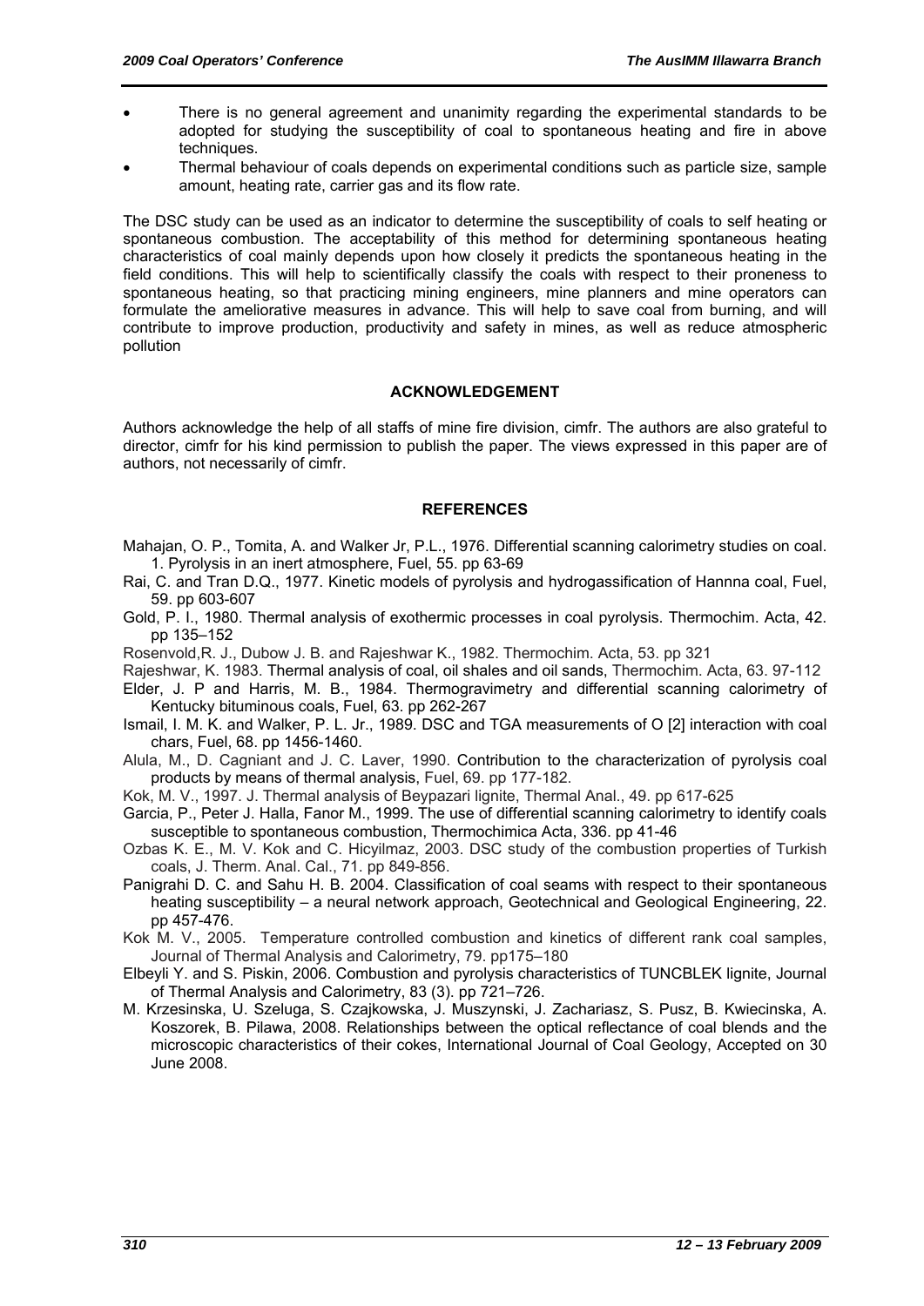- There is no general agreement and unanimity regarding the experimental standards to be adopted for studying the susceptibility of coal to spontaneous heating and fire in above techniques.
- Thermal behaviour of coals depends on experimental conditions such as particle size, sample amount, heating rate, carrier gas and its flow rate.

The DSC study can be used as an indicator to determine the susceptibility of coals to self heating or spontaneous combustion. The acceptability of this method for determining spontaneous heating characteristics of coal mainly depends upon how closely it predicts the spontaneous heating in the field conditions. This will help to scientifically classify the coals with respect to their proneness to spontaneous heating, so that practicing mining engineers, mine planners and mine operators can formulate the ameliorative measures in advance. This will help to save coal from burning, and will contribute to improve production, productivity and safety in mines, as well as reduce atmospheric pollution

## ACKNOWLEDGEMENT

Authors acknowledge the help of all staffs of mine fire division, cimfr. The authors are also grateful to director, cimfr for his kind permission to publish the paper. The views expressed in this paper are of authors, not necessarily of cimfr.

## REFERENCES

Mahajan, O. P., Tomita, A. and Walker Jr, P.L., 1976. Differential scanning calorimetry studies on coal. 1. Pyrolysis in an inert atmosphere, Fuel, 55. pp 63-69

Rai, C. and Tran D.Q., 1977. Kinetic models of pyrolysis and hydrogassification of Hannna coal, Fuel, 59. pp 603-607

Gold, P. I., 1980. Thermal analysis of exothermic processes in coal pyrolysis. Thermochim. Acta, 42. pp 135–152

Rosenvold,R. J., Dubow J. B. and Rajeshwar K., 1982. Thermochim. Acta, 53. pp 321

Rajeshwar, K. 1983. Thermal analysis of coal, oil shales and oil sands, Thermochim. Acta, 63. 97-112

Elder, J. P and Harris, M. B., 1984. Thermogravimetry and differential scanning calorimetry of Kentucky bituminous coals, Fuel, 63. pp 262-267

Ismail, I. M. K. and Walker, P. L. Jr., 1989. DSC and TGA measurements of O [2] interaction with coal chars, Fuel, 68. pp 1456-1460.

Alula, M., D. Cagniant and J. C. Laver, 1990. Contribution to the characterization of pyrolysis coal products by means of thermal analysis, Fuel, 69. pp 177-182.

Kok, M. V., 1997. J. Thermal analysis of Beypazari lignite, Thermal Anal., 49. pp 617-625

Garcia, P., Peter J. Halla, Fanor M., 1999. The use of differential scanning calorimetry to identify coals susceptible to spontaneous combustion, Thermochimica Acta, 336. pp 41-46

Ozbas K. E., M. V. Kok and C. Hicyilmaz, 2003. DSC study of the combustion properties of Turkish coals, J. Therm. Anal. Cal., 71. pp 849-856.

Panigrahi D. C. and Sahu H. B. 2004. Classification of coal seams with respect to their spontaneous heating susceptibility – a neural network approach, Geotechnical and Geological Engineering, 22. pp 457-476.

Kok M. V., 2005. Temperature controlled combustion and kinetics of different rank coal samples, Journal of Thermal Analysis and Calorimetry, 79. pp175–180

Elbeyli Y. and S. Piskin, 2006. Combustion and pyrolysis characteristics of TUNCBLEK lignite, Journal of Thermal Analysis and Calorimetry, 83 (3). pp 721–726.

M. Krzesinska, U. Szeluga, S. Czajkowska, J. Muszynski, J. Zachariasz, S. Pusz, B. Kwiecinska, A. Koszorek, B. Pilawa, 2008. Relationships between the optical reflectance of coal blends and the microscopic characteristics of their cokes, International Journal of Coal Geology, Accepted on 30 June 2008.